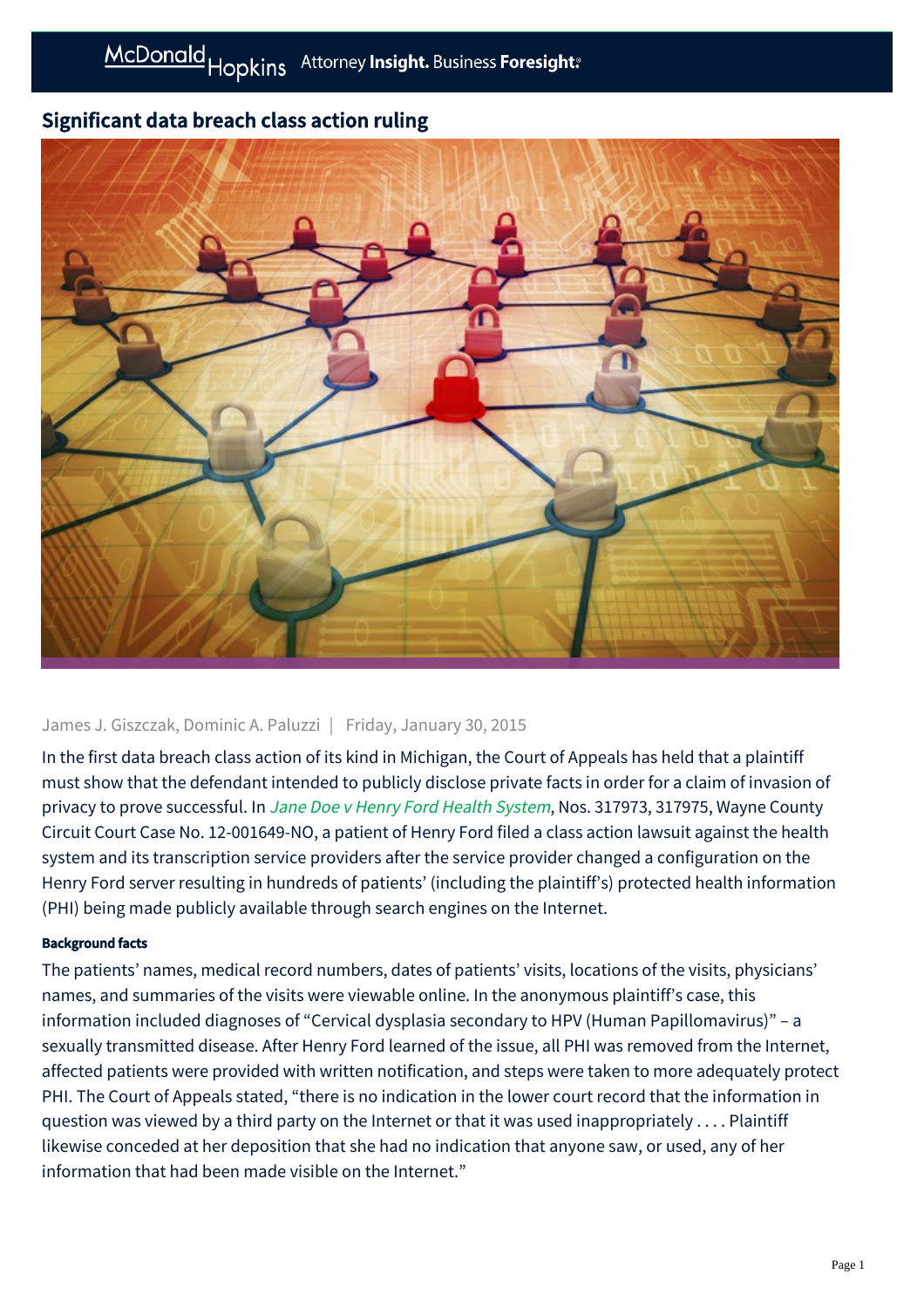# Significant data breach class action ruling

James J. Giszczak, Dominic A. Paluzzi | Friday, January 30, 2015

In the first data breach class action of its kind in Michigan, the Court of Appeals has held that a plaintiff must show that the defendant intended to publicly disclose private facts in order for a claim of invasion of privacy to prove successful. In *Jane Doe v Henry Ford Health System*, Nos. 317973, 317975, Wayne County Circuit Court Case No. 12-001649-NO, a patient of Henry Ford filed a class action lawsuit against the health system and its transcription service providers after the service provider changed a configuration on the Henry Ford server resulting in hundreds of patients' (including the plaintiff's) protected health information (PHI) being made publicly available through search engines on the Internet.

### Background facts

The patients' names, medical record numbers, dates of patients' visits, locations of the visits, physicians' names, and summaries of the visits were viewable online. In the anonymous plaintiff's case, this information included diagnoses of "Cervical dysplasia secondary to HPV (Human Papillomavirus)" – a sexually transmitted disease. After Henry Ford learned of the issue, all PHI was removed from the Internet, affected patients were provided with written notification, and steps were taken to more adequately protect PHI. The Court of Appeals stated, "there is no indication in the lower court record that the information in question was viewed by a third party on the Internet or that it was used inappropriately . . . . Plaintiff likewise conceded at her deposition that she had no indication that anyone saw, or used, any of her information that had been made visible on the Internet."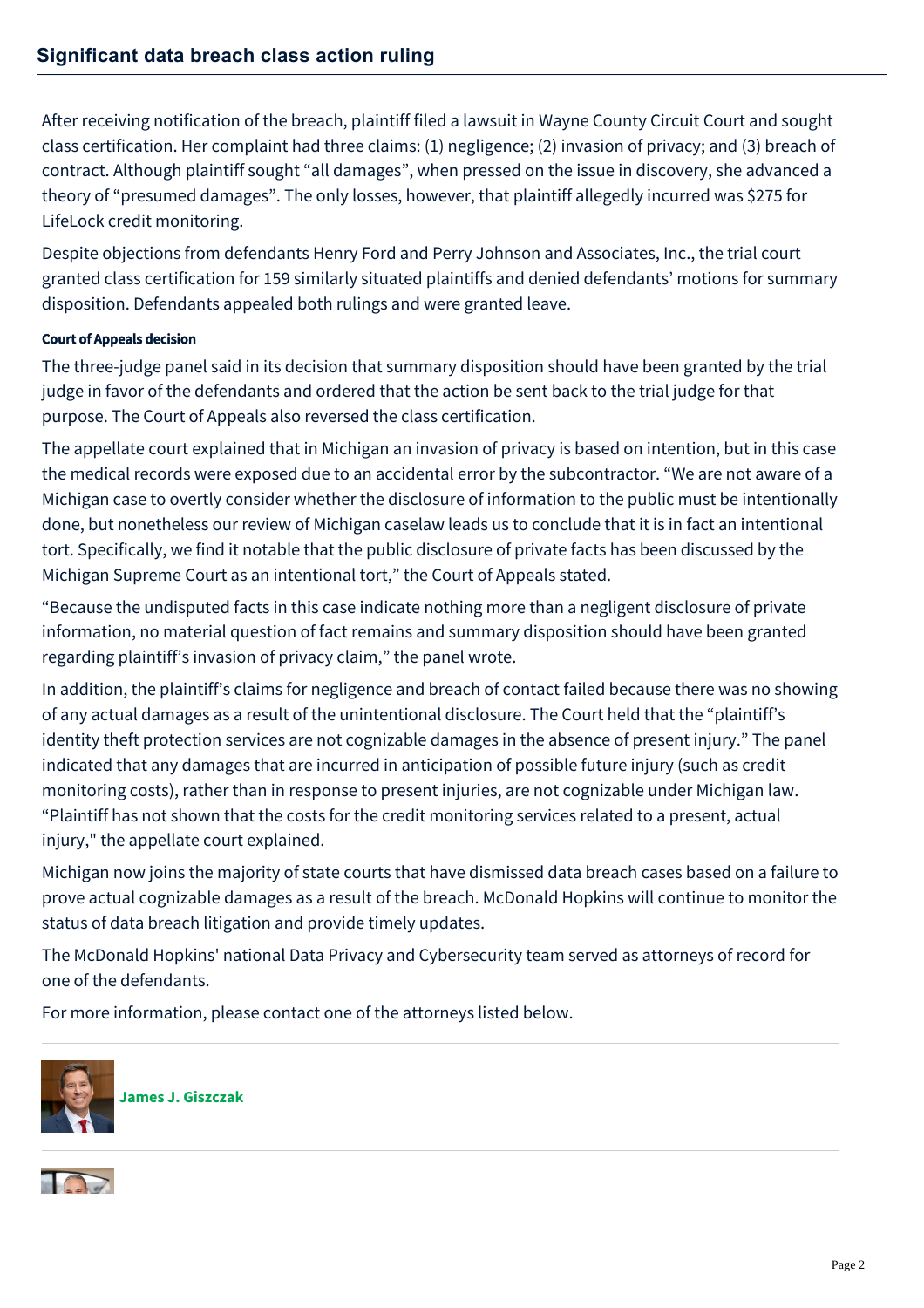After receiving notification of the breach, plaintiff filed a lawsuit in Wayne County Circuit Court and sought class certification. Her complaint had three claims: (1) negligence; (2) invasion of privacy; and (3) breach of contract. Although plaintiff sought "all damages", when pressed on the issue in discovery, she advanced a theory of "presumed damages". The only losses, however, that plaintiff allegedly incurred was $275 for LifeLock credit monitoring.

Despite objections from defendants Henry Ford and Perry Johnson and Associates, Inc., the trial court granted class certification for 159 similarly situated plaintiffs and denied defendants' motions for summary disposition. Defendants appealed both rulings and were granted leave.

#### Court of Appeals decision

The three-judge panel said in its decision that summary disposition should have been granted by the trial judge in favor of the defendants and ordered that the action be sent back to the trial judge for that purpose. The Court of Appeals also reversed the class certification.

The appellate court explained that in Michigan an invasion of privacy is based on intention, but in this case the medical records were exposed due to an accidental error by the subcontractor. "We are not aware of a Michigan case to overtly consider whether the disclosure of information to the public must be intentionally done, but nonetheless our review of Michigan caselaw leads us to conclude that it is in fact an intentional tort. Specifically, we find it notable that the public disclosure of private facts has been discussed by the Michigan Supreme Court as an intentional tort," the Court of Appeals stated.

"Because the undisputed facts in this case indicate nothing more than a negligent disclosure of private information, no material question of fact remains and summary disposition should have been granted regarding plaintiff's invasion of privacy claim," the panel wrote.

In addition, the plaintiff's claims for negligence and breach of contact failed because there was no showing of any actual damages as a result of the unintentional disclosure. The Court held that the "plaintiff's identity theft protection services are not cognizable damages in the absence of present injury." The panel indicated that any damages that are incurred in anticipation of possible future injury (such as credit monitoring costs), rather than in response to present injuries, are not cognizable under Michigan law. "Plaintiff has not shown that the costs for the credit monitoring services related to a present, actual injury," the appellate court explained.

Michigan now joins the majority of state courts that have dismissed data breach cases based on a failure to prove actual cognizable damages as a result of the breach. McDonald Hopkins will continue to monitor the status of data breach litigation and provide timely updates.

The McDonald Hopkins' national Data Privacy and Cybersecurity team served as attorneys of record for one of the defendants.

For more information, please contact one of the attorneys listed below.

**James J. Giszczak**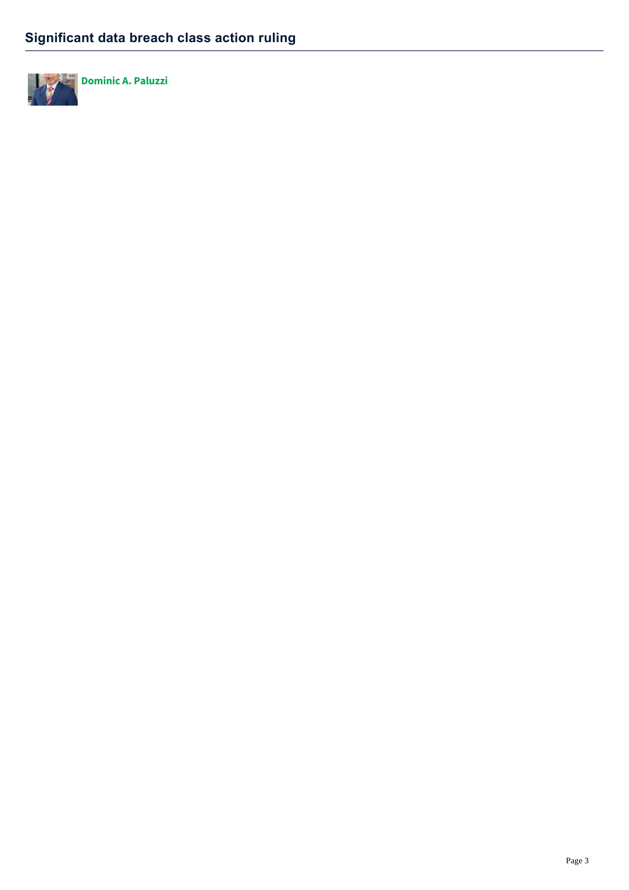**Dominic A. Paluzzi**